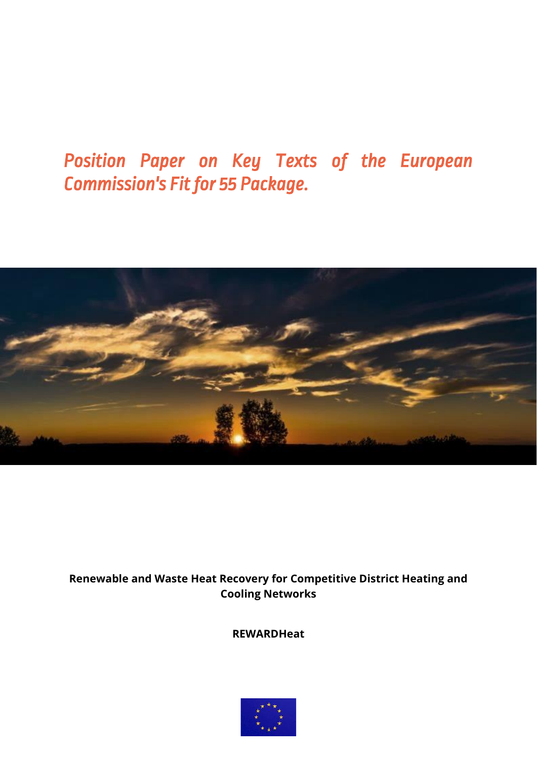# *Position Paper on Key Texts of the European Commission's Fit for 55 Package.*

**Renewable and Waste Heat Recovery for Competitive District Heating and Cooling Networks**

**REWARDHeat**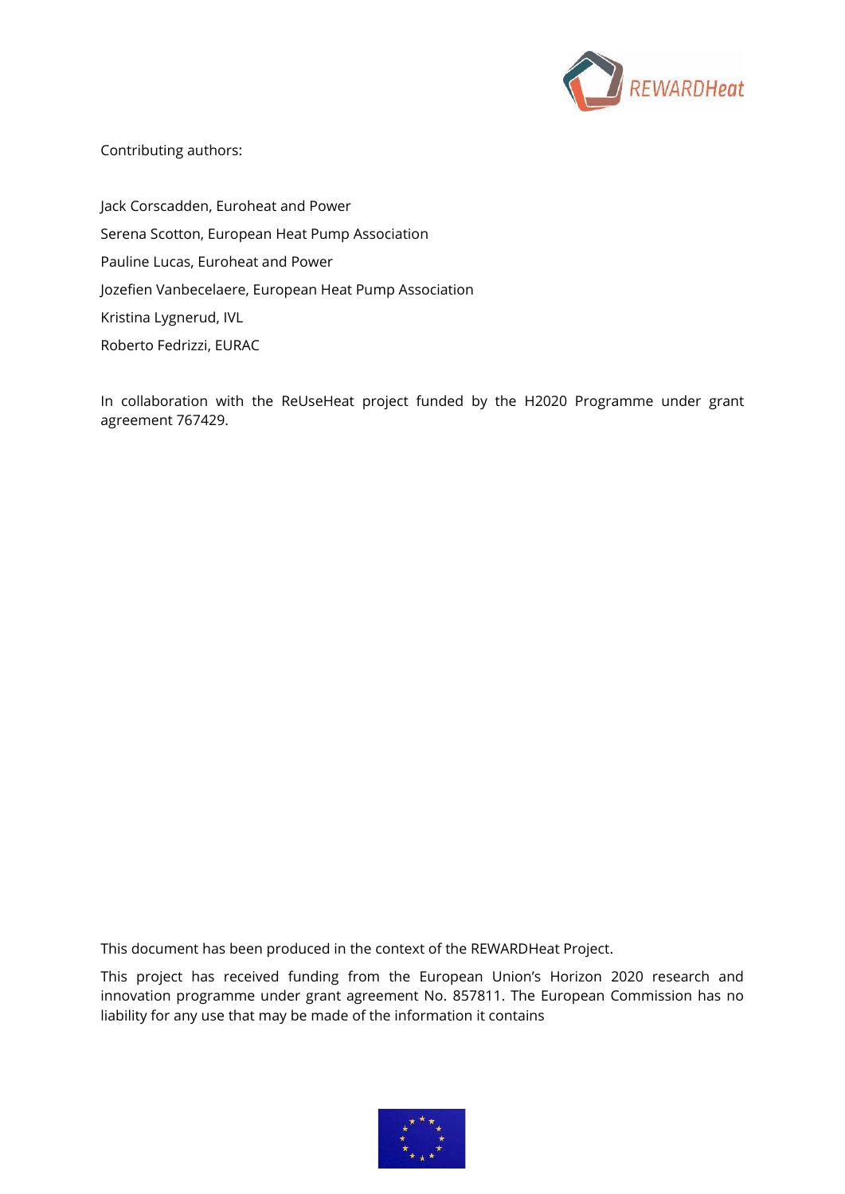Contributing authors:

Jack Corscadden, Euroheat and Power

Serena Scotton, European Heat Pump Association

Pauline Lucas, Euroheat and Power

Jozefien Vanbecelaere, European Heat Pump Association

Kristina Lygnerud, IVL

Roberto Fedrizzi, EURAC

In collaboration with the ReUseHeat project funded by the H2020 Programme under grant agreement 767429.

This document has been produced in the context of the REWARDHeat Project.

This project has received funding from the European Union's Horizon 2020 research and innovation programme under grant agreement No. 857811. The European Commission has no liability for any use that may be made of the information it contains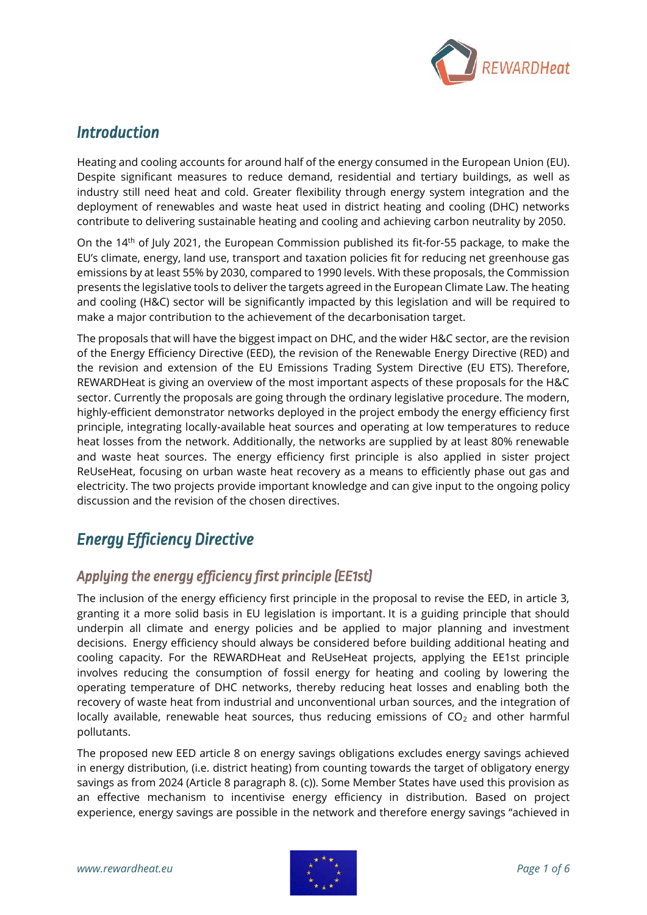## Introduction

Heating and cooling accounts for around half of the energy consumed in the European Union (EU). Despite significant measures to reduce demand, residential and tertiary buildings, as well as industry still need heat and cold. Greater flexibility through energy system integration and the deployment of renewables and waste heat used in district heating and cooling (DHC) networks contribute to delivering sustainable heating and cooling and achieving carbon neutrality by 2050.

On the 14th of July 2021, the European Commission published its fit-for-55 package, to make the EU's climate, energy, land use, transport and taxation policies fit for reducing net greenhouse gas emissions by at least 55% by 2030, compared to 1990 levels. With these proposals, the Commission presents the legislative tools to deliver the targets agreed in the European Climate Law. The heating and cooling (H&C) sector will be significantly impacted by this legislation and will be required to make a major contribution to the achievement of the decarbonisation target.

The proposals that will have the biggest impact on DHC, and the wider H&C sector, are the revision of the Energy Efficiency Directive (EED), the revision of the Renewable Energy Directive (RED) and the revision and extension of the EU Emissions Trading System Directive (EU ETS). Therefore, REWARDHeat is giving an overview of the most important aspects of these proposals for the H&C sector. Currently the proposals are going through the ordinary legislative procedure. The modern, highly-efficient demonstrator networks deployed in the project embody the energy efficiency first principle, integrating locally-available heat sources and operating at low temperatures to reduce heat losses from the network. Additionally, the networks are supplied by at least 80% renewable and waste heat sources. The energy efficiency first principle is also applied in sister project ReUseHeat, focusing on urban waste heat recovery as a means to efficiently phase out gas and electricity. The two projects provide important knowledge and can give input to the ongoing policy discussion and the revision of the chosen directives.

## Energy Efficiency Directive

### Applying the energy efficiency first principle (EE1st)

The inclusion of the energy efficiency first principle in the proposal to revise the EED, in article 3, granting it a more solid basis in EU legislation is important. It is a guiding principle that should underpin all climate and energy policies and be applied to major planning and investment decisions. Energy efficiency should always be considered before building additional heating and cooling capacity. For the REWARDHeat and ReUseHeat projects, applying the EE1st principle involves reducing the consumption of fossil energy for heating and cooling by lowering the operating temperature of DHC networks, thereby reducing heat losses and enabling both the recovery of waste heat from industrial and unconventional urban sources, and the integration of locally available, renewable heat sources, thus reducing emissions of $CO_2$ and other harmful pollutants.

The proposed new EED article 8 on energy savings obligations excludes energy savings achieved in energy distribution, (i.e. district heating) from counting towards the target of obligatory energy savings as from 2024 (Article 8 paragraph 8. (c)). Some Member States have used this provision as an effective mechanism to incentivise energy efficiency in distribution. Based on project experience, energy savings are possible in the network and therefore energy savings "achieved in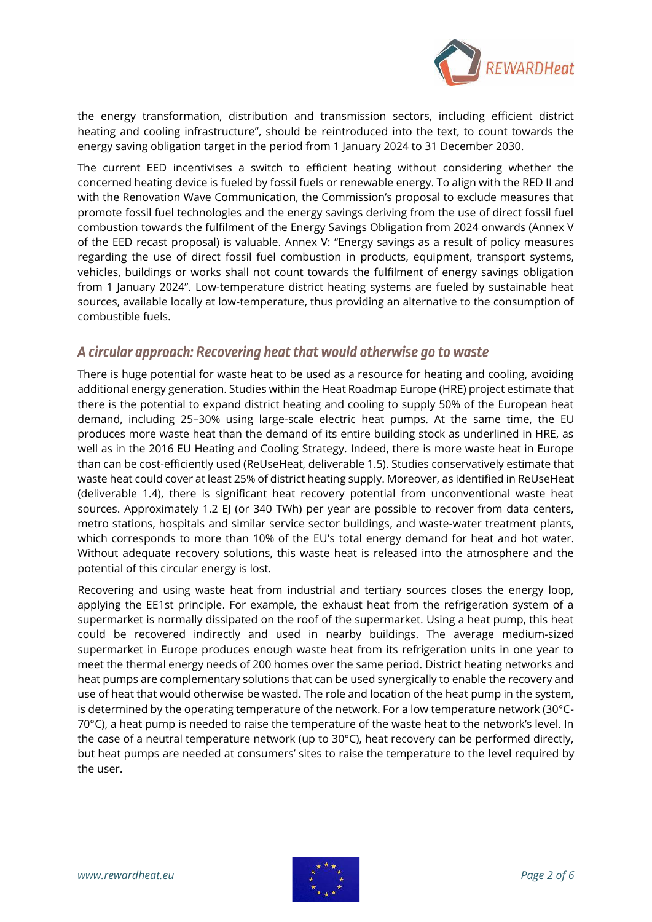the energy transformation, distribution and transmission sectors, including efficient district heating and cooling infrastructure", should be reintroduced into the text, to count towards the energy saving obligation target in the period from 1 January 2024 to 31 December 2030.

The current EED incentivises a switch to efficient heating without considering whether the concerned heating device is fueled by fossil fuels or renewable energy. To align with the RED II and with the Renovation Wave Communication, the Commission's proposal to exclude measures that promote fossil fuel technologies and the energy savings deriving from the use of direct fossil fuel combustion towards the fulfilment of the Energy Savings Obligation from 2024 onwards (Annex V of the EED recast proposal) is valuable. Annex V: "Energy savings as a result of policy measures regarding the use of direct fossil fuel combustion in products, equipment, transport systems, vehicles, buildings or works shall not count towards the fulfilment of energy savings obligation from 1 January 2024". Low-temperature district heating systems are fueled by sustainable heat sources, available locally at low-temperature, thus providing an alternative to the consumption of combustible fuels.

## *A circular approach: Recovering heat that would otherwise go to waste*

There is huge potential for waste heat to be used as a resource for heating and cooling, avoiding additional energy generation. Studies within the Heat Roadmap Europe (HRE) project estimate that there is the potential to expand district heating and cooling to supply 50% of the European heat demand, including 25–30% using large-scale electric heat pumps. At the same time, the EU produces more waste heat than the demand of its entire building stock as underlined in HRE, as well as in the 2016 EU Heating and Cooling Strategy. Indeed, there is more waste heat in Europe than can be cost-efficiently used (ReUseHeat, deliverable 1.5). Studies conservatively estimate that waste heat could cover at least 25% of district heating supply. Moreover, as identified in ReUseHeat (deliverable 1.4), there is significant heat recovery potential from unconventional waste heat sources. Approximately 1.2 EJ (or 340 TWh) per year are possible to recover from data centers, metro stations, hospitals and similar service sector buildings, and waste-water treatment plants, which corresponds to more than 10% of the EU's total energy demand for heat and hot water. Without adequate recovery solutions, this waste heat is released into the atmosphere and the potential of this circular energy is lost.

Recovering and using waste heat from industrial and tertiary sources closes the energy loop, applying the EE1st principle. For example, the exhaust heat from the refrigeration system of a supermarket is normally dissipated on the roof of the supermarket. Using a heat pump, this heat could be recovered indirectly and used in nearby buildings. The average medium-sized supermarket in Europe produces enough waste heat from its refrigeration units in one year to meet the thermal energy needs of 200 homes over the same period. District heating networks and heat pumps are complementary solutions that can be used synergically to enable the recovery and use of heat that would otherwise be wasted. The role and location of the heat pump in the system, is determined by the operating temperature of the network. For a low temperature network (30°C-70°C), a heat pump is needed to raise the temperature of the waste heat to the network's level. In the case of a neutral temperature network (up to 30°C), heat recovery can be performed directly, but heat pumps are needed at consumers' sites to raise the temperature to the level required by the user.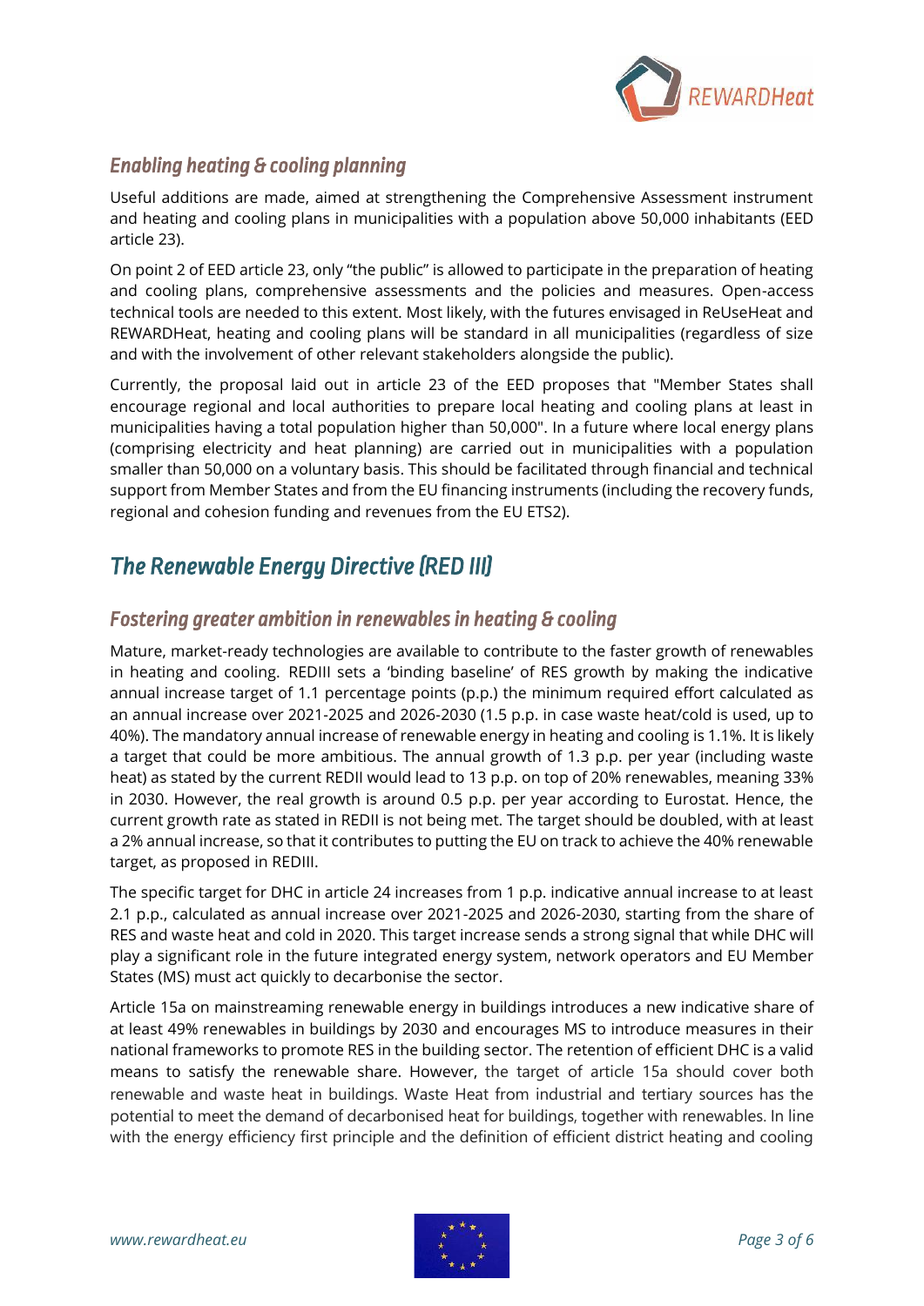### Enabling heating & cooling planning

Useful additions are made, aimed at strengthening the Comprehensive Assessment instrument and heating and cooling plans in municipalities with a population above 50,000 inhabitants (EED article 23).

On point 2 of EED article 23, only "the public" is allowed to participate in the preparation of heating and cooling plans, comprehensive assessments and the policies and measures. Open-access technical tools are needed to this extent. Most likely, with the futures envisaged in ReUseHeat and REWARDHeat, heating and cooling plans will be standard in all municipalities (regardless of size and with the involvement of other relevant stakeholders alongside the public).

Currently, the proposal laid out in article 23 of the EED proposes that "Member States shall encourage regional and local authorities to prepare local heating and cooling plans at least in municipalities having a total population higher than 50,000". In a future where local energy plans (comprising electricity and heat planning) are carried out in municipalities with a population smaller than 50,000 on a voluntary basis. This should be facilitated through financial and technical support from Member States and from the EU financing instruments (including the recovery funds, regional and cohesion funding and revenues from the EU ETS2).

## The Renewable Energy Directive (RED III)

### Fostering greater ambition in renewables in heating & cooling

Mature, market-ready technologies are available to contribute to the faster growth of renewables in heating and cooling. REDIII sets a 'binding baseline' of RES growth by making the indicative annual increase target of 1.1 percentage points (p.p.) the minimum required effort calculated as an annual increase over 2021-2025 and 2026-2030 (1.5 p.p. in case waste heat/cold is used, up to 40%). The mandatory annual increase of renewable energy in heating and cooling is 1.1%. It is likely a target that could be more ambitious. The annual growth of 1.3 p.p. per year (including waste heat) as stated by the current REDII would lead to 13 p.p. on top of 20% renewables, meaning 33% in 2030. However, the real growth is around 0.5 p.p. per year according to Eurostat. Hence, the current growth rate as stated in REDII is not being met. The target should be doubled, with at least a 2% annual increase, so that it contributes to putting the EU on track to achieve the 40% renewable target, as proposed in REDIII.

The specific target for DHC in article 24 increases from 1 p.p. indicative annual increase to at least 2.1 p.p., calculated as annual increase over 2021-2025 and 2026-2030, starting from the share of RES and waste heat and cold in 2020. This target increase sends a strong signal that while DHC will play a significant role in the future integrated energy system, network operators and EU Member States (MS) must act quickly to decarbonise the sector.

Article 15a on mainstreaming renewable energy in buildings introduces a new indicative share of at least 49% renewables in buildings by 2030 and encourages MS to introduce measures in their national frameworks to promote RES in the building sector. The retention of efficient DHC is a valid means to satisfy the renewable share. However, the target of article 15a should cover both renewable and waste heat in buildings. Waste Heat from industrial and tertiary sources has the potential to meet the demand of decarbonised heat for buildings, together with renewables. In line with the energy efficiency first principle and the definition of efficient district heating and cooling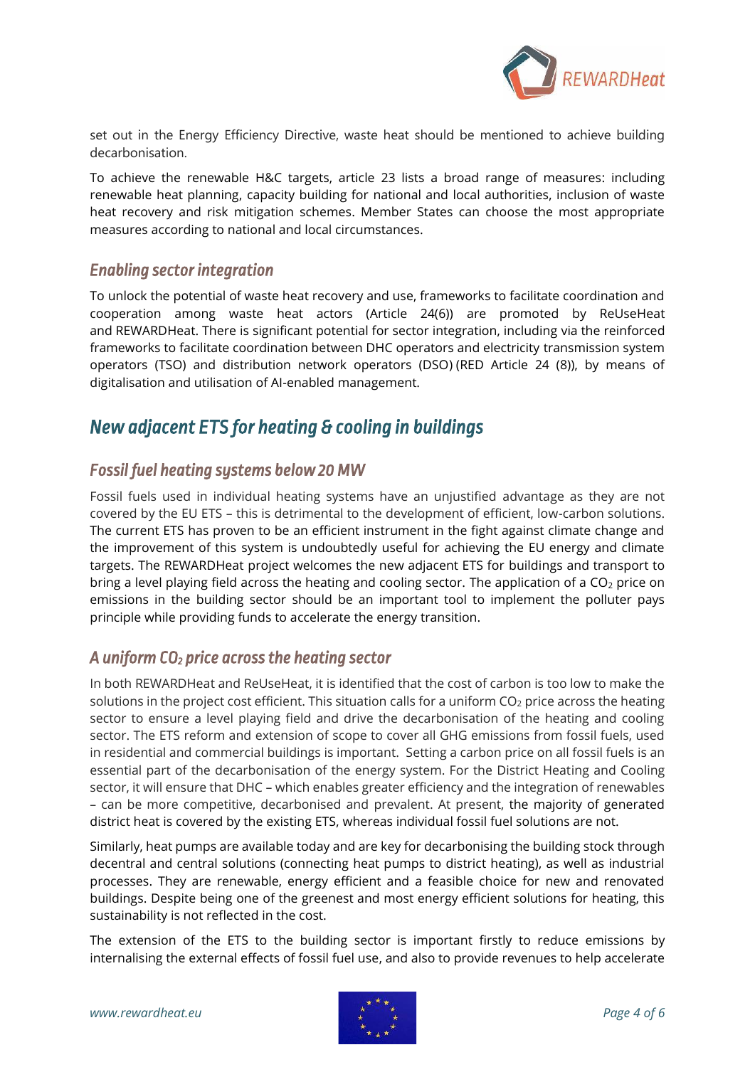set out in the Energy Efficiency Directive, waste heat should be mentioned to achieve building decarbonisation.

To achieve the renewable H&C targets, article 23 lists a broad range of measures: including renewable heat planning, capacity building for national and local authorities, inclusion of waste heat recovery and risk mitigation schemes. Member States can choose the most appropriate measures according to national and local circumstances.

### *Enabling sector integration*

To unlock the potential of waste heat recovery and use, frameworks to facilitate coordination and cooperation among waste heat actors (Article 24(6)) are promoted by ReUseHeat and REWARDHeat. There is significant potential for sector integration, including via the reinforced frameworks to facilitate coordination between DHC operators and electricity transmission system operators (TSO) and distribution network operators (DSO) (RED Article 24 (8)), by means of digitalisation and utilisation of AI-enabled management.

## *New adjacent ETS for heating & cooling in buildings*

### *Fossil fuel heating systems below 20 MW*

Fossil fuels used in individual heating systems have an unjustified advantage as they are not covered by the EU ETS – this is detrimental to the development of efficient, low-carbon solutions. The current ETS has proven to be an efficient instrument in the fight against climate change and the improvement of this system is undoubtedly useful for achieving the EU energy and climate targets. The REWARDHeat project welcomes the new adjacent ETS for buildings and transport to bring a level playing field across the heating and cooling sector. The application of a $CO_2$ price on emissions in the building sector should be an important tool to implement the polluter pays principle while providing funds to accelerate the energy transition.

### *A uniform $CO_2$ price across the heating sector*

In both REWARDHeat and ReUseHeat, it is identified that the cost of carbon is too low to make the solutions in the project cost efficient. This situation calls for a uniform $CO_2$ price across the heating sector to ensure a level playing field and drive the decarbonisation of the heating and cooling sector. The ETS reform and extension of scope to cover all GHG emissions from fossil fuels, used in residential and commercial buildings is important. Setting a carbon price on all fossil fuels is an essential part of the decarbonisation of the energy system. For the District Heating and Cooling sector, it will ensure that DHC – which enables greater efficiency and the integration of renewables – can be more competitive, decarbonised and prevalent. At present, the majority of generated district heat is covered by the existing ETS, whereas individual fossil fuel solutions are not.

Similarly, heat pumps are available today and are key for decarbonising the building stock through decentral and central solutions (connecting heat pumps to district heating), as well as industrial processes. They are renewable, energy efficient and a feasible choice for new and renovated buildings. Despite being one of the greenest and most energy efficient solutions for heating, this sustainability is not reflected in the cost.

The extension of the ETS to the building sector is important firstly to reduce emissions by internalising the external effects of fossil fuel use, and also to provide revenues to help accelerate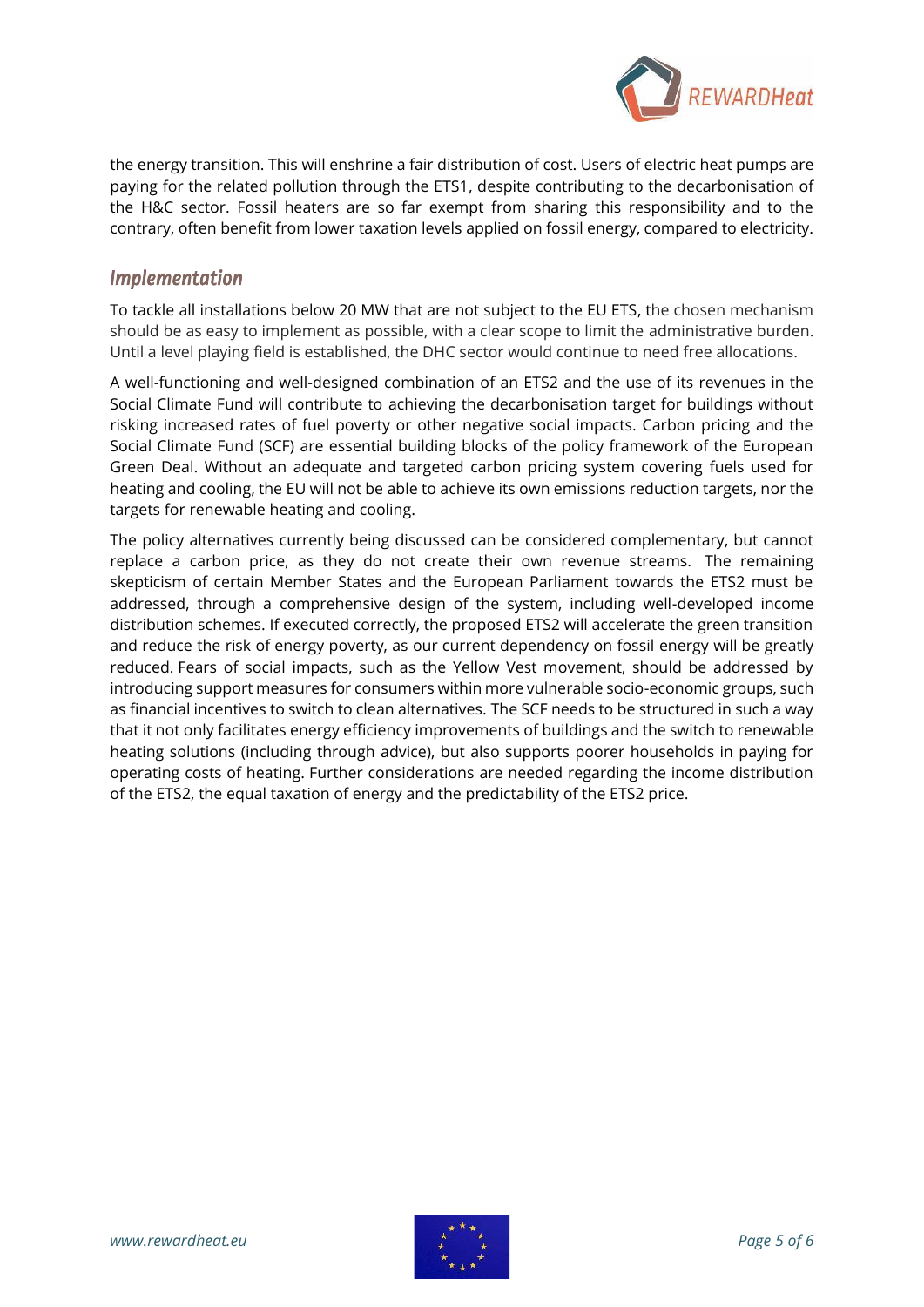the energy transition. This will enshrine a fair distribution of cost. Users of electric heat pumps are paying for the related pollution through the ETS1, despite contributing to the decarbonisation of the H&C sector. Fossil heaters are so far exempt from sharing this responsibility and to the contrary, often benefit from lower taxation levels applied on fossil energy, compared to electricity.

## *Implementation*

To tackle all installations below 20 MW that are not subject to the EU ETS, the chosen mechanism should be as easy to implement as possible, with a clear scope to limit the administrative burden. Until a level playing field is established, the DHC sector would continue to need free allocations.

A well-functioning and well-designed combination of an ETS2 and the use of its revenues in the Social Climate Fund will contribute to achieving the decarbonisation target for buildings without risking increased rates of fuel poverty or other negative social impacts. Carbon pricing and the Social Climate Fund (SCF) are essential building blocks of the policy framework of the European Green Deal. Without an adequate and targeted carbon pricing system covering fuels used for heating and cooling, the EU will not be able to achieve its own emissions reduction targets, nor the targets for renewable heating and cooling.

The policy alternatives currently being discussed can be considered complementary, but cannot replace a carbon price, as they do not create their own revenue streams. The remaining skepticism of certain Member States and the European Parliament towards the ETS2 must be addressed, through a comprehensive design of the system, including well-developed income distribution schemes. If executed correctly, the proposed ETS2 will accelerate the green transition and reduce the risk of energy poverty, as our current dependency on fossil energy will be greatly reduced. Fears of social impacts, such as the Yellow Vest movement, should be addressed by introducing support measures for consumers within more vulnerable socio-economic groups, such as financial incentives to switch to clean alternatives. The SCF needs to be structured in such a way that it not only facilitates energy efficiency improvements of buildings and the switch to renewable heating solutions (including through advice), but also supports poorer households in paying for operating costs of heating. Further considerations are needed regarding the income distribution of the ETS2, the equal taxation of energy and the predictability of the ETS2 price.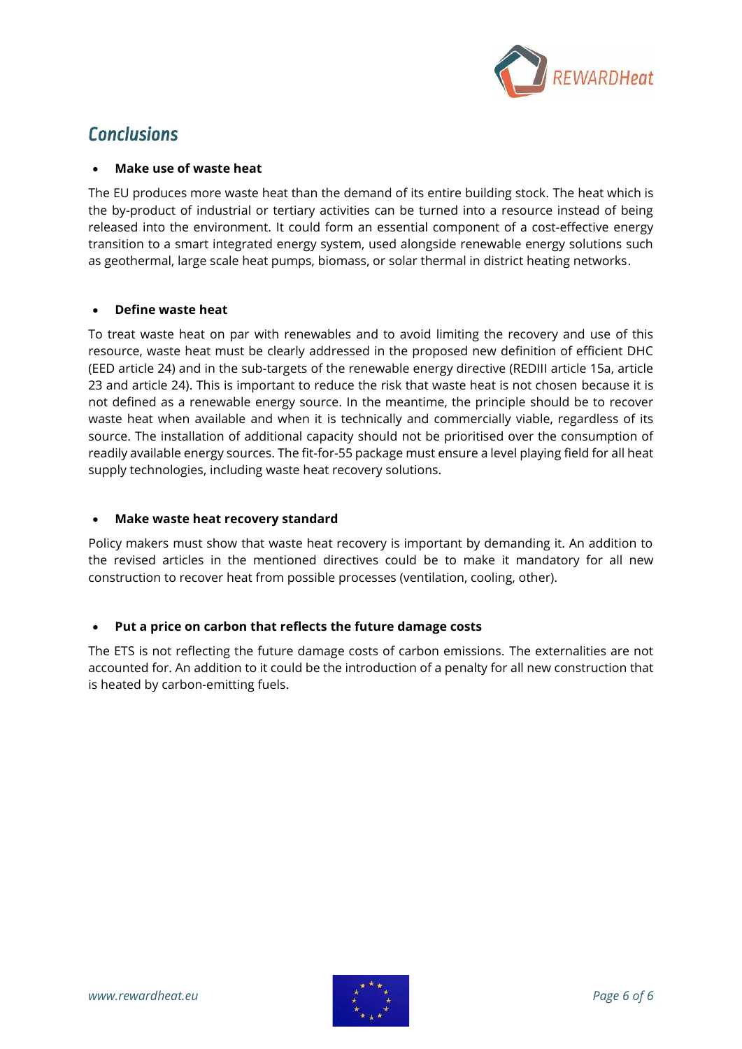## *Conclusions*

- **Make use of waste heat**

The EU produces more waste heat than the demand of its entire building stock. The heat which is the by-product of industrial or tertiary activities can be turned into a resource instead of being released into the environment. It could form an essential component of a cost-effective energy transition to a smart integrated energy system, used alongside renewable energy solutions such as geothermal, large scale heat pumps, biomass, or solar thermal in district heating networks.

- **Define waste heat**

To treat waste heat on par with renewables and to avoid limiting the recovery and use of this resource, waste heat must be clearly addressed in the proposed new definition of efficient DHC (EED article 24) and in the sub-targets of the renewable energy directive (REDIII article 15a, article 23 and article 24). This is important to reduce the risk that waste heat is not chosen because it is not defined as a renewable energy source. In the meantime, the principle should be to recover waste heat when available and when it is technically and commercially viable, regardless of its source. The installation of additional capacity should not be prioritised over the consumption of readily available energy sources. The fit-for-55 package must ensure a level playing field for all heat supply technologies, including waste heat recovery solutions.

- **Make waste heat recovery standard**

Policy makers must show that waste heat recovery is important by demanding it. An addition to the revised articles in the mentioned directives could be to make it mandatory for all new construction to recover heat from possible processes (ventilation, cooling, other).

- **Put a price on carbon that reflects the future damage costs**

The ETS is not reflecting the future damage costs of carbon emissions. The externalities are not accounted for. An addition to it could be the introduction of a penalty for all new construction that is heated by carbon-emitting fuels.